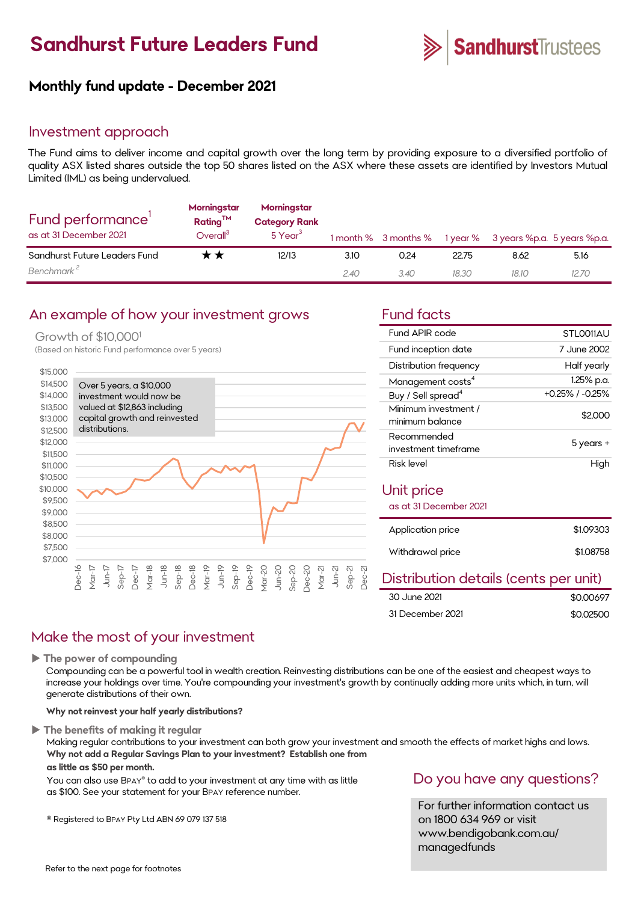# Sandhurst Future Leaders Fund

SandhurstTrustees

## Monthly fund update - December 2021

## Investment approach

The Fund aims to deliver income and capital growth over the long term by providing exposure to a diversified portfolio of quality ASX listed shares outside the top 50 shares listed on the ASX where these assets are identified by Investors Mutual Limited (IML) as being undervalued.

## Fund performance[1]

as at 31 December 2021

| | Morningstar Rating™ Overall[3] | Morningstar Category Rank 5 Year[3] | 1 month % | 3 months % | 1 year % | 3 years %p.a. | 5 years %p.a. |
|---|---|---|---|---|---|---|---|
| Sandhurst Future Leaders Fund | ★★ | 12/13 | 3.10 | 0.24 | 22.75 | 8.62 | 5.16 |
| *Benchmark[2]* | | | *2.40* | *3.40* | *18.30* | *18.10* | *12.70* |

## An example of how your investment grows

Growth of $10,000[1]

(Based on historic Fund performance over 5 years)

Over 5 years, a $10,000 investment would now be valued at $12,863 including capital growth and reinvested distributions.

## Fund facts

| | |
|---|---|
| Fund APIR code | STL0011AU |
| Fund inception date | 7 June 2002 |
| Distribution frequency | Half yearly |
| Management costs[4] | 1.25% p.a. |
| Buy / Sell spread[4] | +0.25% / -0.25% |
| Minimum investment / minimum balance | $2,000 |
| Recommended investment timeframe | 5 years + |
| Risk level | High |

## Unit price

as at 31 December 2021

| | |
|---|---|
| Application price | $1.09303 |
| Withdrawal price | $1.08758 |

## Distribution details (cents per unit)

| | |
|---|---|
| 30 June 2021 | $0.00697 |
| 31 December 2021 | $0.02500 |

## Make the most of your investment

▶ **The power of compounding**

Compounding can be a powerful tool in wealth creation. Reinvesting distributions can be one of the easiest and cheapest ways to increase your holdings over time. You're compounding your investment's growth by continually adding more units which, in turn, will generate distributions of their own.

**Why not reinvest your half yearly distributions?**

▶ **The benefits of making it regular**

Making regular contributions to your investment can both grow your investment and smooth the effects of market highs and lows.
**Why not add a Regular Savings Plan to your investment? Establish one from as little as $50 per month.**

You can also use BPAY® to add to your investment at any time with as little as $100. See your statement for your BPAY reference number.

® Registered to BPAY Pty Ltd ABN 69 079 137 518

## Do you have any questions?

For further information contact us on 1800 634 969 or visit www.bendigobank.com.au/managedfunds

Refer to the next page for footnotes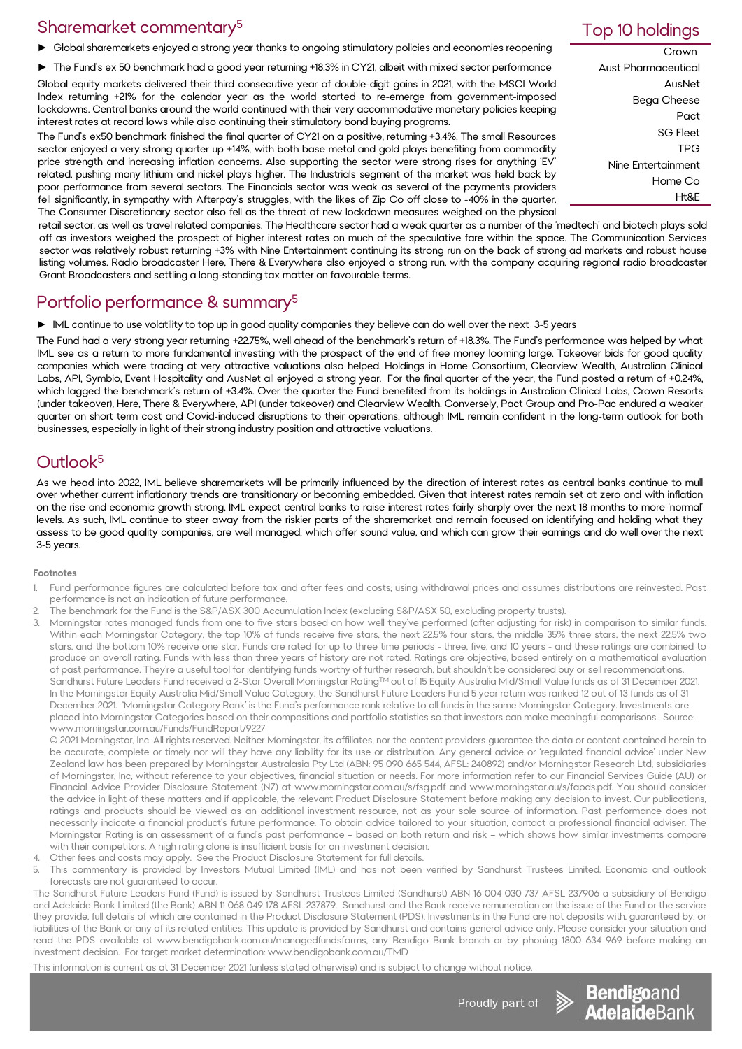## Sharemarket commentary[5]

- Global sharemarkets enjoyed a strong year thanks to ongoing stimulatory policies and economies reopening
- The Fund's ex 50 benchmark had a good year returning +18.3% in CY21, albeit with mixed sector performance

Global equity markets delivered their third consecutive year of double-digit gains in 2021, with the MSCI World Index returning +21% for the calendar year as the world started to re-emerge from government-imposed lockdowns. Central banks around the world continued with their very accommodative monetary policies keeping interest rates at record lows while also continuing their stimulatory bond buying programs.

The Fund's ex50 benchmark finished the final quarter of CY21 on a positive, returning +3.4%. The small Resources sector enjoyed a very strong quarter up +14%, with both base metal and gold plays benefiting from commodity price strength and increasing inflation concerns. Also supporting the sector were strong rises for anything 'EV' related, pushing many lithium and nickel plays higher. The Industrials segment of the market was held back by poor performance from several sectors. The Financials sector was weak as several of the payments providers fell significantly, in sympathy with Afterpay's struggles, with the likes of Zip Co off close to -40% in the quarter. The Consumer Discretionary sector also fell as the threat of new lockdown measures weighed on the physical retail sector, as well as travel related companies. The Healthcare sector had a weak quarter as a number of the 'medtech' and biotech plays sold off as investors weighed the prospect of higher interest rates on much of the speculative fare within the space. The Communication Services sector was relatively robust returning +3% with Nine Entertainment continuing its strong run on the back of strong ad markets and robust house listing volumes. Radio broadcaster Here, There & Everywhere also enjoyed a strong run, with the company acquiring regional radio broadcaster Grant Broadcasters and settling a long-standing tax matter on favourable terms.

## Top 10 holdings

| |
|---|
| Crown |
| Aust Pharmaceutical |
| AusNet |
| Bega Cheese |
| Pact |
| SG Fleet |
| TPG |
| Nine Entertainment |
| Home Co |
| Ht&E |

## Portfolio performance & summary[5]

- IML continue to use volatility to top up in good quality companies they believe can do well over the next 3-5 years

The Fund had a very strong year returning +22.75%, well ahead of the benchmark's return of +18.3%. The Fund's performance was helped by what IML see as a return to more fundamental investing with the prospect of the end of free money looming large. Takeover bids for good quality companies which were trading at very attractive valuations also helped. Holdings in Home Consortium, Clearview Wealth, Australian Clinical Labs, API, Symbio, Event Hospitality and AusNet all enjoyed a strong year. For the final quarter of the year, the Fund posted a return of +0.24%, which lagged the benchmark's return of +3.4%. Over the quarter the Fund benefited from its holdings in Australian Clinical Labs, Crown Resorts (under takeover), Here, There & Everywhere, API (under takeover) and Clearview Wealth. Conversely, Pact Group and Pro-Pac endured a weaker quarter on short term cost and Covid-induced disruptions to their operations, although IML remain confident in the long-term outlook for both businesses, especially in light of their strong industry position and attractive valuations.

## Outlook[5]

As we head into 2022, IML believe sharemarkets will be primarily influenced by the direction of interest rates as central banks continue to mull over whether current inflationary trends are transitionary or becoming embedded. Given that interest rates remain set at zero and with inflation on the rise and economic growth strong, IML expect central banks to raise interest rates fairly sharply over the next 18 months to more 'normal' levels. As such, IML continue to steer away from the riskier parts of the sharemarket and remain focused on identifying and holding what they assess to be good quality companies, are well managed, which offer sound value, and which can grow their earnings and do well over the next 3-5 years.

#### Footnotes

1. Fund performance figures are calculated before tax and after fees and costs; using withdrawal prices and assumes distributions are reinvested. Past performance is not an indication of future performance.
2. The benchmark for the Fund is the S&P/ASX 300 Accumulation Index (excluding S&P/ASX 50, excluding property trusts).
3. Morningstar rates managed funds from one to five stars based on how well they've performed (after adjusting for risk) in comparison to similar funds. Within each Morningstar Category, the top 10% of funds receive five stars, the next 22.5% four stars, the middle 35% three stars, the next 22.5% two stars, and the bottom 10% receive one star. Funds are rated for up to three time periods - three, five, and 10 years - and these ratings are combined to produce an overall rating. Funds with less than three years of history are not rated. Ratings are objective, based entirely on a mathematical evaluation of past performance. They're a useful tool for identifying funds worthy of further research, but shouldn't be considered buy or sell recommendations. Sandhurst Future Leaders Fund received a 2-Star Overall Morningstar Rating™ out of 15 Equity Australia Mid/Small Value funds as of 31 December 2021. In the Morningstar Equity Australia Mid/Small Value Category, the Sandhurst Future Leaders Fund 5 year return was ranked 12 out of 13 funds as of 31 December 2021. 'Morningstar Category Rank' is the Fund's performance rank relative to all funds in the same Morningstar Category. Investments are placed into Morningstar Categories based on their compositions and portfolio statistics so that investors can make meaningful comparisons. Source: www.morningstar.com.au/Funds/FundReport/9227
   © 2021 Morningstar, Inc. All rights reserved. Neither Morningstar, its affiliates, nor the content providers guarantee the data or content contained herein to be accurate, complete or timely nor will they have any liability for its use or distribution. Any general advice or 'regulated financial advice' under New Zealand law has been prepared by Morningstar Australasia Pty Ltd (ABN: 95 090 665 544, AFSL: 240892) and/or Morningstar Research Ltd, subsidiaries of Morningstar, Inc, without reference to your objectives, financial situation or needs. For more information refer to our Financial Services Guide (AU) or Financial Advice Provider Disclosure Statement (NZ) at www.morningstar.com.au/s/fsg.pdf and www.morningstar.com.au/s/fapds.pdf. You should consider the advice in light of these matters and if applicable, the relevant Product Disclosure Statement before making any decision to invest. Our publications, ratings and products should be viewed as an additional investment resource, not as your sole source of information. Past performance does not necessarily indicate a financial product's future performance. To obtain advice tailored to your situation, contact a professional financial adviser. The Morningstar Rating is an assessment of a fund's past performance – based on both return and risk – which shows how similar investments compare with their competitors. A high rating alone is insufficient basis for an investment decision.
4. Other fees and costs may apply. See the Product Disclosure Statement for full details.
5. This commentary is provided by Investors Mutual Limited (IML) and has not been verified by Sandhurst Trustees Limited. Economic and outlook forecasts are not guaranteed to occur.

The Sandhurst Future Leaders Fund (Fund) is issued by Sandhurst Trustees Limited (Sandhurst) ABN 16 004 030 737 AFSL 237906 a subsidiary of Bendigo and Adelaide Bank Limited (the Bank) ABN 11 068 049 178 AFSL 237879. Sandhurst and the Bank receive remuneration on the issue of the Fund or the service they provide, full details of which are contained in the Product Disclosure Statement (PDS). Investments in the Fund are not deposits with, guaranteed by, or liabilities of the Bank or any of its related entities. This update is provided by Sandhurst and contains general advice only. Please consider your situation and read the PDS available at www.bendigobank.com.au/managedfundsforms, any Bendigo Bank branch or by phoning 1800 634 969 before making an investment decision. For target market determination: www.bendigobank.com.au/TMD

This information is current as at 31 December 2021 (unless stated otherwise) and is subject to change without notice.

Proudly part of Bendigo and Adelaide Bank